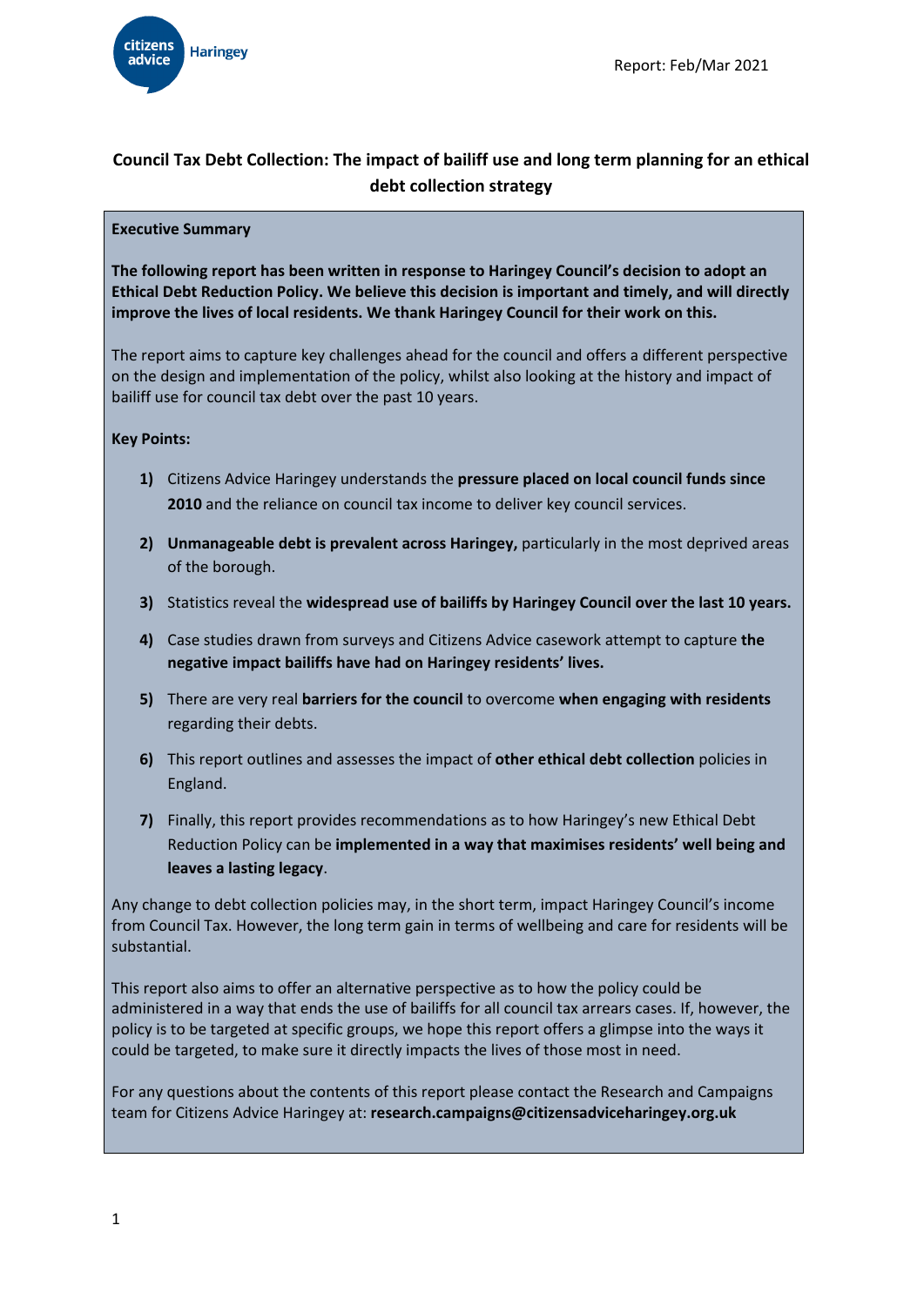Report: Feb/Mar 2021

# Council Tax Debt Collection: The impact of bailiff use and long term planning for an ethical debt collection strategy

**Executive Summary**

**The following report has been written in response to Haringey Council's decision to adopt an Ethical Debt Reduction Policy. We believe this decision is important and timely, and will directly improve the lives of local residents. We thank Haringey Council for their work on this.**

The report aims to capture key challenges ahead for the council and offers a different perspective on the design and implementation of the policy, whilst also looking at the history and impact of bailiff use for council tax debt over the past 10 years.

**Key Points:**

1) Citizens Advice Haringey understands the **pressure placed on local council funds since 2010** and the reliance on council tax income to deliver key council services.
2) **Unmanageable debt is prevalent across Haringey,** particularly in the most deprived areas of the borough.
3) Statistics reveal the **widespread use of bailiffs by Haringey Council over the last 10 years.**
4) Case studies drawn from surveys and Citizens Advice casework attempt to capture **the negative impact bailiffs have had on Haringey residents' lives.**
5) There are very real **barriers for the council** to overcome **when engaging with residents** regarding their debts.
6) This report outlines and assesses the impact of **other ethical debt collection** policies in England.
7) Finally, this report provides recommendations as to how Haringey's new Ethical Debt Reduction Policy can be **implemented in a way that maximises residents' well being and leaves a lasting legacy**.

Any change to debt collection policies may, in the short term, impact Haringey Council's income from Council Tax. However, the long term gain in terms of wellbeing and care for residents will be substantial.

This report also aims to offer an alternative perspective as to how the policy could be administered in a way that ends the use of bailiffs for all council tax arrears cases. If, however, the policy is to be targeted at specific groups, we hope this report offers a glimpse into the ways it could be targeted, to make sure it directly impacts the lives of those most in need.

For any questions about the contents of this report please contact the Research and Campaigns team for Citizens Advice Haringey at: **research.campaigns@citizensadviceharingey.org.uk**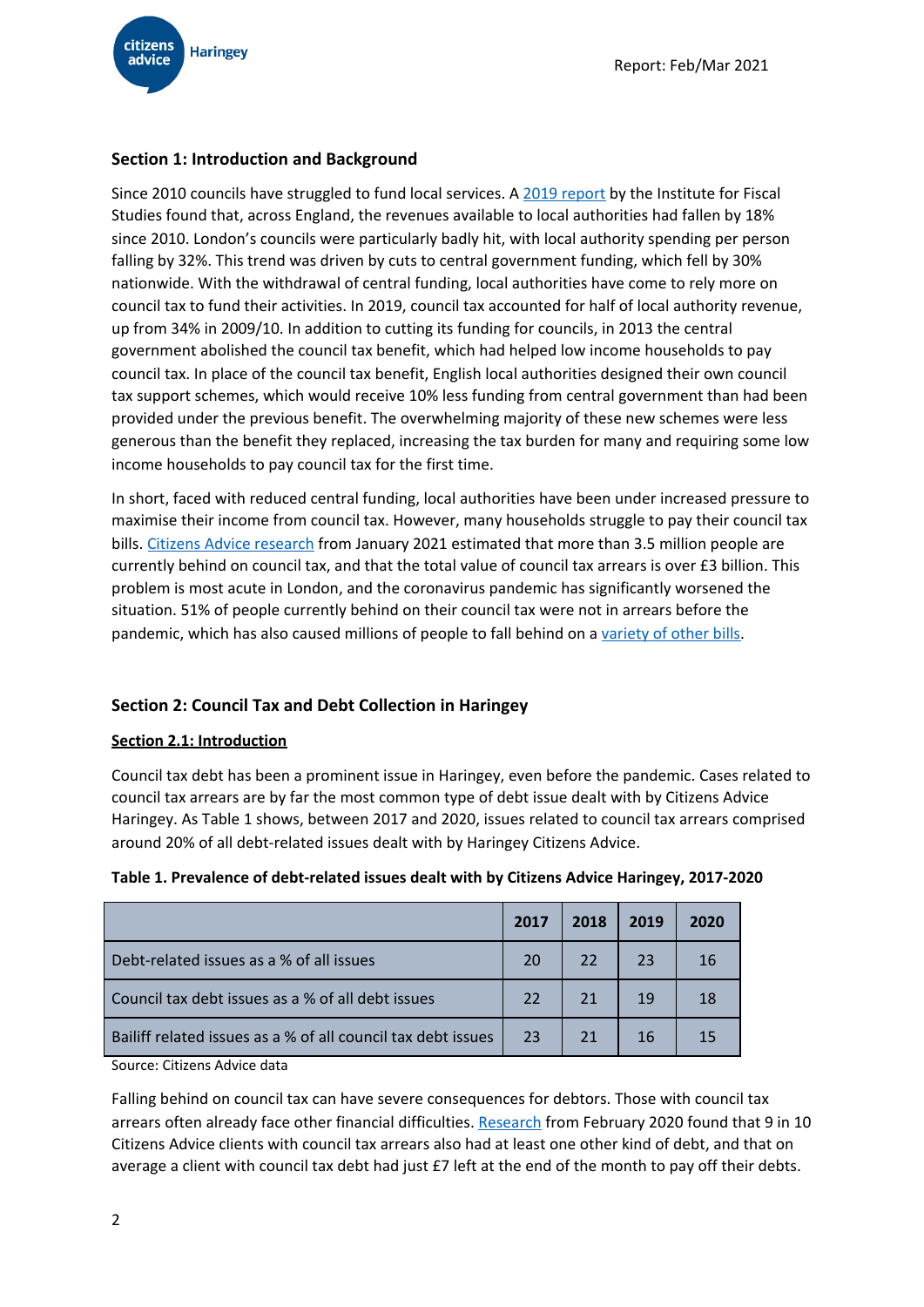## Section 1: Introduction and Background

Since 2010 councils have struggled to fund local services. A 2019 report by the Institute for Fiscal Studies found that, across England, the revenues available to local authorities had fallen by 18% since 2010. London's councils were particularly badly hit, with local authority spending per person falling by 32%. This trend was driven by cuts to central government funding, which fell by 30% nationwide. With the withdrawal of central funding, local authorities have come to rely more on council tax to fund their activities. In 2019, council tax accounted for half of local authority revenue, up from 34% in 2009/10. In addition to cutting its funding for councils, in 2013 the central government abolished the council tax benefit, which had helped low income households to pay council tax. In place of the council tax benefit, English local authorities designed their own council tax support schemes, which would receive 10% less funding from central government than had been provided under the previous benefit. The overwhelming majority of these new schemes were less generous than the benefit they replaced, increasing the tax burden for many and requiring some low income households to pay council tax for the first time.

In short, faced with reduced central funding, local authorities have been under increased pressure to maximise their income from council tax. However, many households struggle to pay their council tax bills. Citizens Advice research from January 2021 estimated that more than 3.5 million people are currently behind on council tax, and that the total value of council tax arrears is over £3 billion. This problem is most acute in London, and the coronavirus pandemic has significantly worsened the situation. 51% of people currently behind on their council tax were not in arrears before the pandemic, which has also caused millions of people to fall behind on a variety of other bills.

## Section 2: Council Tax and Debt Collection in Haringey

### Section 2.1: Introduction

Council tax debt has been a prominent issue in Haringey, even before the pandemic. Cases related to council tax arrears are by far the most common type of debt issue dealt with by Citizens Advice Haringey. As Table 1 shows, between 2017 and 2020, issues related to council tax arrears comprised around 20% of all debt-related issues dealt with by Haringey Citizens Advice.

**Table 1. Prevalence of debt-related issues dealt with by Citizens Advice Haringey, 2017-2020**

| | 2017 | 2018 | 2019 | 2020 |
|---|---|---|---|---|
| Debt-related issues as a % of all issues | 20 | 22 | 23 | 16 |
| Council tax debt issues as a % of all debt issues | 22 | 21 | 19 | 18 |
| Bailiff related issues as a % of all council tax debt issues | 23 | 21 | 16 | 15 |

Source: Citizens Advice data

Falling behind on council tax can have severe consequences for debtors. Those with council tax arrears often already face other financial difficulties. Research from February 2020 found that 9 in 10 Citizens Advice clients with council tax arrears also had at least one other kind of debt, and that on average a client with council tax debt had just £7 left at the end of the month to pay off their debts.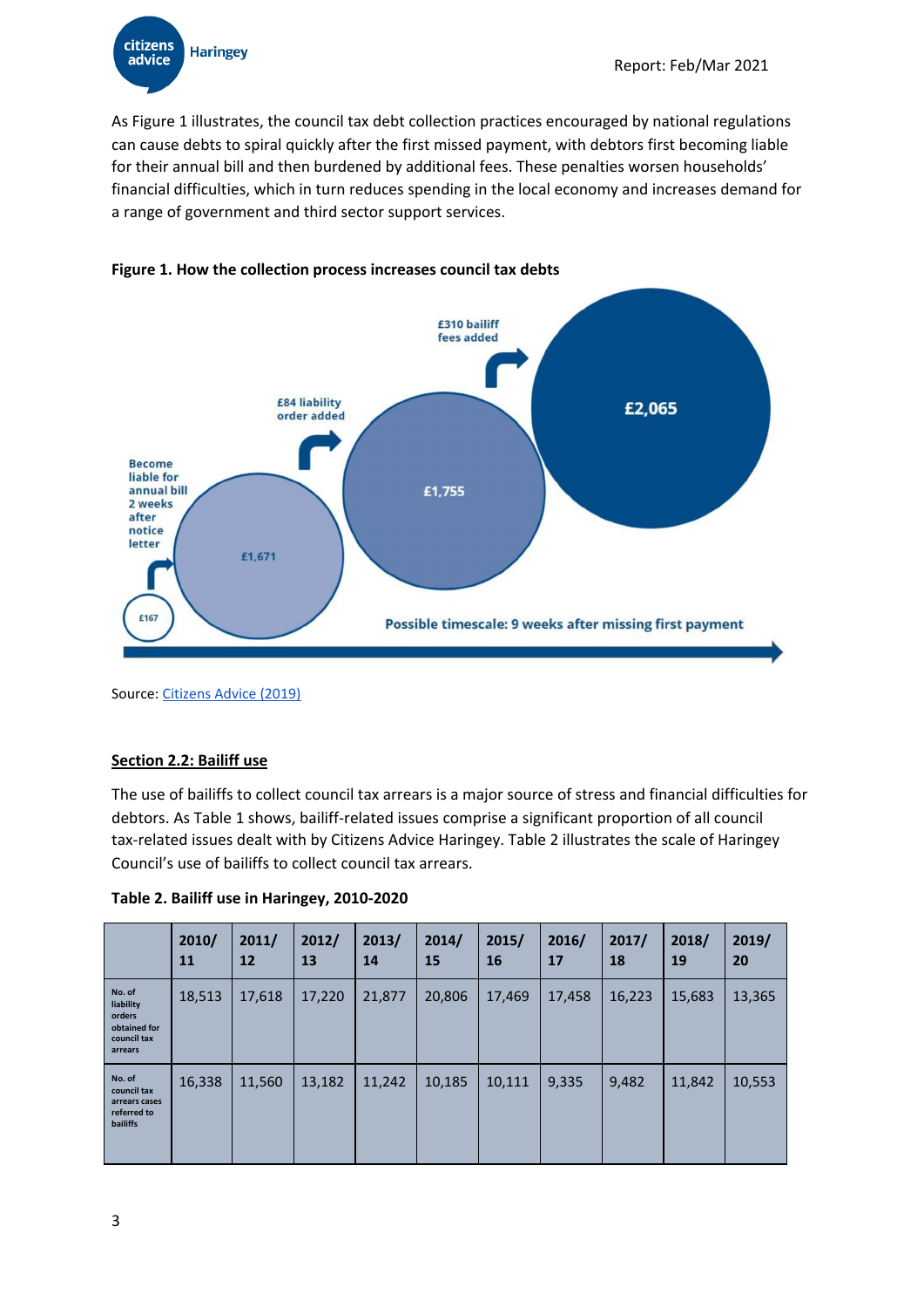As Figure 1 illustrates, the council tax debt collection practices encouraged by national regulations can cause debts to spiral quickly after the first missed payment, with debtors first becoming liable for their annual bill and then burdened by additional fees. These penalties worsen households' financial difficulties, which in turn reduces spending in the local economy and increases demand for a range of government and third sector support services.

**Figure 1. How the collection process increases council tax debts**

£167 → Become liable for annual bill 2 weeks after notice letter → £1,671 → £84 liability order added → £1,755 → £310 bailiff fees added → £2,065

Possible timescale: 9 weeks after missing first payment

Source: Citizens Advice (2019)

## Section 2.2: Bailiff use

The use of bailiffs to collect council tax arrears is a major source of stress and financial difficulties for debtors. As Table 1 shows, bailiff-related issues comprise a significant proportion of all council tax-related issues dealt with by Citizens Advice Haringey. Table 2 illustrates the scale of Haringey Council's use of bailiffs to collect council tax arrears.

**Table 2. Bailiff use in Haringey, 2010-2020**

| | 2010/11 | 2011/12 | 2012/13 | 2013/14 | 2014/15 | 2015/16 | 2016/17 | 2017/18 | 2018/19 | 2019/20 |
|---|---|---|---|---|---|---|---|---|---|---|
| No. of liability orders obtained for council tax arrears | 18,513 | 17,618 | 17,220 | 21,877 | 20,806 | 17,469 | 17,458 | 16,223 | 15,683 | 13,365 |
| No. of council tax arrears cases referred to bailiffs | 16,338 | 11,560 | 13,182 | 11,242 | 10,185 | 10,111 | 9,335 | 9,482 | 11,842 | 10,553 |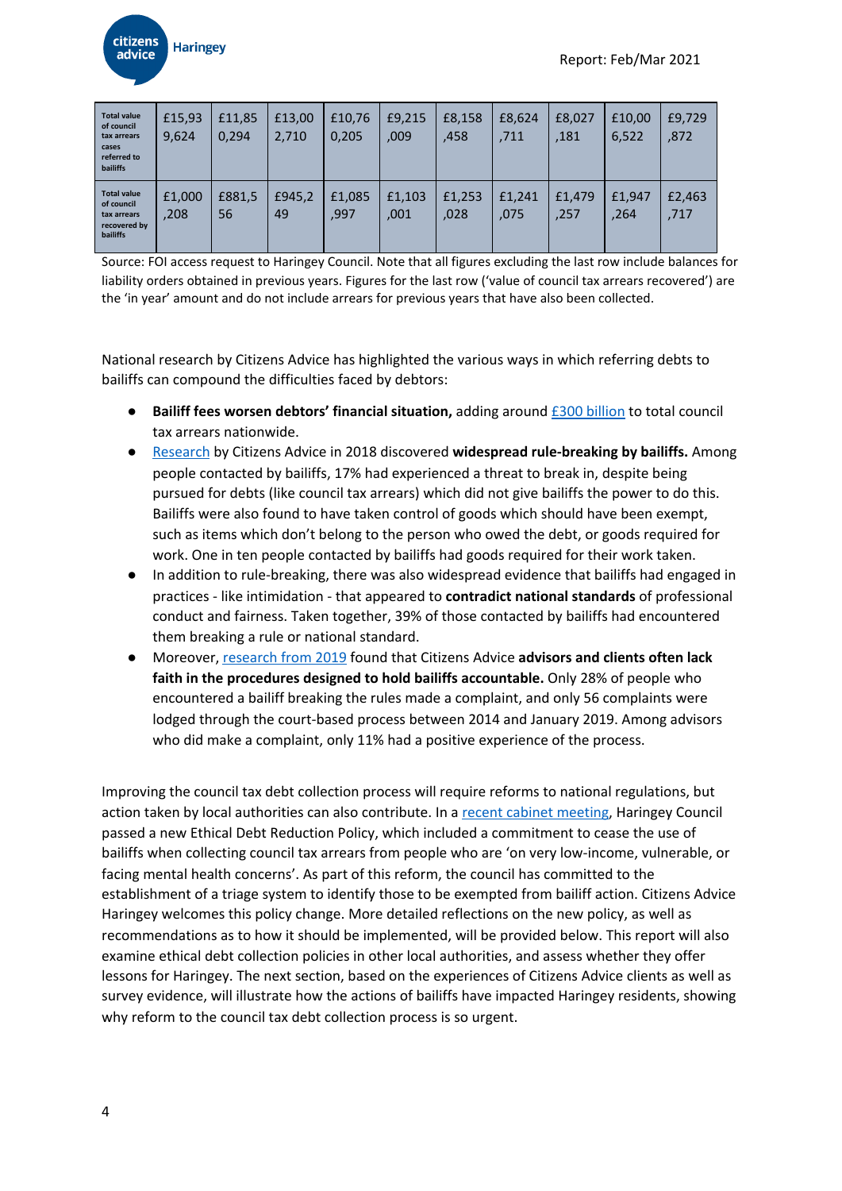| | | | | | | | | | | |
|---|---|---|---|---|---|---|---|---|---|---|
| Total value of council tax arrears cases referred to bailiffs | £15,939,624 | £11,850,294 | £13,002,710 | £10,760,205 | £9,215,009 | £8,158,458 | £8,624,711 | £8,027,181 | £10,006,522 | £9,729,872 |
| Total value of council tax arrears recovered by bailiffs | £1,000,208 | £881,556 | £945,249 | £1,085,997 | £1,103,001 | £1,253,028 | £1,241,075 | £1,479,257 | £1,947,264 | £2,463,717 |

Source: FOI access request to Haringey Council. Note that all figures excluding the last row include balances for liability orders obtained in previous years. Figures for the last row ('value of council tax arrears recovered') are the 'in year' amount and do not include arrears for previous years that have also been collected.

National research by Citizens Advice has highlighted the various ways in which referring debts to bailiffs can compound the difficulties faced by debtors:

- **Bailiff fees worsen debtors' financial situation,** adding around £300 billion to total council tax arrears nationwide.
- Research by Citizens Advice in 2018 discovered **widespread rule-breaking by bailiffs.** Among people contacted by bailiffs, 17% had experienced a threat to break in, despite being pursued for debts (like council tax arrears) which did not give bailiffs the power to do this. Bailiffs were also found to have taken control of goods which should have been exempt, such as items which don't belong to the person who owed the debt, or goods required for work. One in ten people contacted by bailiffs had goods required for their work taken.
- In addition to rule-breaking, there was also widespread evidence that bailiffs had engaged in practices - like intimidation - that appeared to **contradict national standards** of professional conduct and fairness. Taken together, 39% of those contacted by bailiffs had encountered them breaking a rule or national standard.
- Moreover, research from 2019 found that Citizens Advice **advisors and clients often lack faith in the procedures designed to hold bailiffs accountable.** Only 28% of people who encountered a bailiff breaking the rules made a complaint, and only 56 complaints were lodged through the court-based process between 2014 and January 2019. Among advisors who did make a complaint, only 11% had a positive experience of the process.

Improving the council tax debt collection process will require reforms to national regulations, but action taken by local authorities can also contribute. In a recent cabinet meeting, Haringey Council passed a new Ethical Debt Reduction Policy, which included a commitment to cease the use of bailiffs when collecting council tax arrears from people who are 'on very low-income, vulnerable, or facing mental health concerns'. As part of this reform, the council has committed to the establishment of a triage system to identify those to be exempted from bailiff action. Citizens Advice Haringey welcomes this policy change. More detailed reflections on the new policy, as well as recommendations as to how it should be implemented, will be provided below. This report will also examine ethical debt collection policies in other local authorities, and assess whether they offer lessons for Haringey. The next section, based on the experiences of Citizens Advice clients as well as survey evidence, will illustrate how the actions of bailiffs have impacted Haringey residents, showing why reform to the council tax debt collection process is so urgent.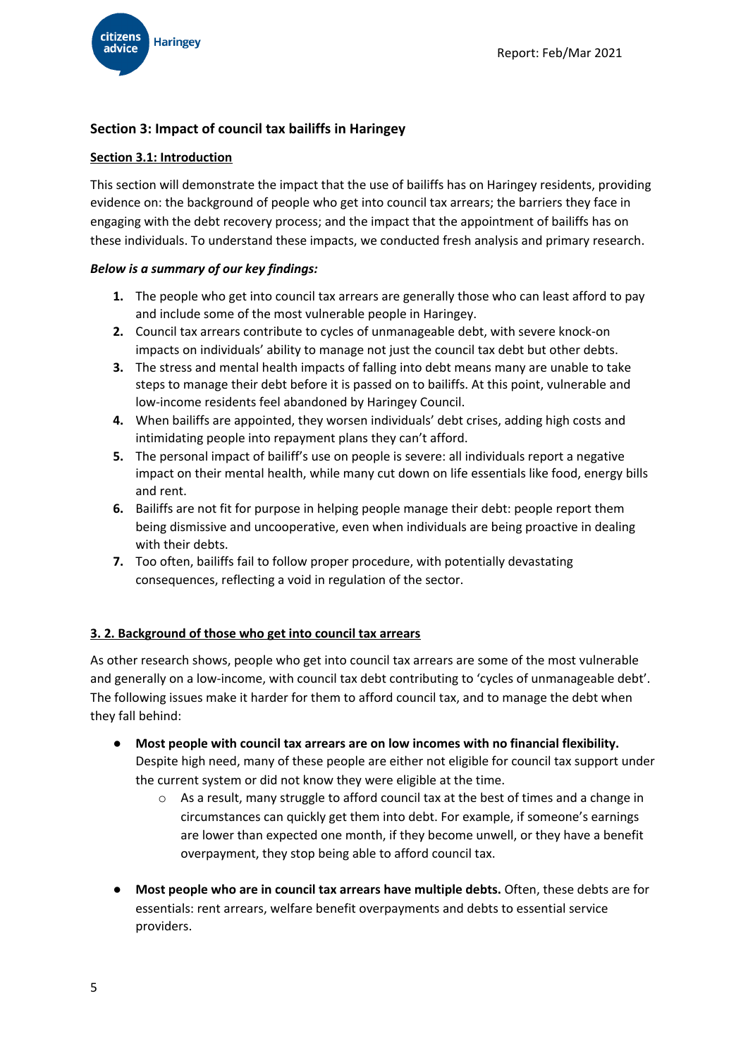## Section 3: Impact of council tax bailiffs in Haringey

### Section 3.1: Introduction

This section will demonstrate the impact that the use of bailiffs has on Haringey residents, providing evidence on: the background of people who get into council tax arrears; the barriers they face in engaging with the debt recovery process; and the impact that the appointment of bailiffs has on these individuals. To understand these impacts, we conducted fresh analysis and primary research.

***Below is a summary of our key findings:***

1. The people who get into council tax arrears are generally those who can least afford to pay and include some of the most vulnerable people in Haringey.
2. Council tax arrears contribute to cycles of unmanageable debt, with severe knock-on impacts on individuals' ability to manage not just the council tax debt but other debts.
3. The stress and mental health impacts of falling into debt means many are unable to take steps to manage their debt before it is passed on to bailiffs. At this point, vulnerable and low-income residents feel abandoned by Haringey Council.
4. When bailiffs are appointed, they worsen individuals' debt crises, adding high costs and intimidating people into repayment plans they can't afford.
5. The personal impact of bailiff's use on people is severe: all individuals report a negative impact on their mental health, while many cut down on life essentials like food, energy bills and rent.
6. Bailiffs are not fit for purpose in helping people manage their debt: people report them being dismissive and uncooperative, even when individuals are being proactive in dealing with their debts.
7. Too often, bailiffs fail to follow proper procedure, with potentially devastating consequences, reflecting a void in regulation of the sector.

### 3. 2. Background of those who get into council tax arrears

As other research shows, people who get into council tax arrears are some of the most vulnerable and generally on a low-income, with council tax debt contributing to 'cycles of unmanageable debt'. The following issues make it harder for them to afford council tax, and to manage the debt when they fall behind:

- **Most people with council tax arrears are on low incomes with no financial flexibility.** Despite high need, many of these people are either not eligible for council tax support under the current system or did not know they were eligible at the time.
  - As a result, many struggle to afford council tax at the best of times and a change in circumstances can quickly get them into debt. For example, if someone's earnings are lower than expected one month, if they become unwell, or they have a benefit overpayment, they stop being able to afford council tax.

- **Most people who are in council tax arrears have multiple debts.** Often, these debts are for essentials: rent arrears, welfare benefit overpayments and debts to essential service providers.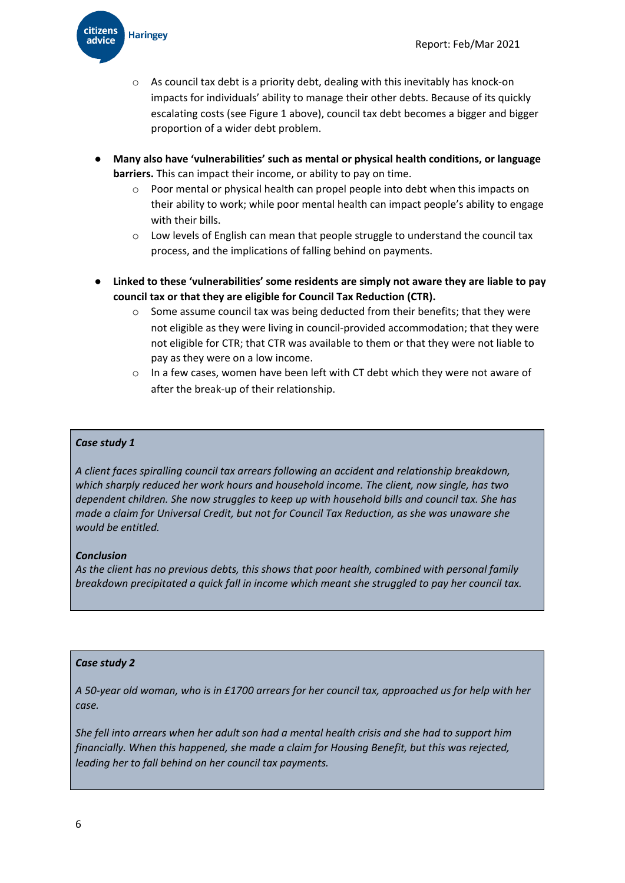- As council tax debt is a priority debt, dealing with this inevitably has knock-on impacts for individuals' ability to manage their other debts. Because of its quickly escalating costs (see Figure 1 above), council tax debt becomes a bigger and bigger proportion of a wider debt problem.

- **Many also have 'vulnerabilities' such as mental or physical health conditions, or language barriers.** This can impact their income, or ability to pay on time.
    - Poor mental or physical health can propel people into debt when this impacts on their ability to work; while poor mental health can impact people's ability to engage with their bills.
    - Low levels of English can mean that people struggle to understand the council tax process, and the implications of falling behind on payments.

- **Linked to these 'vulnerabilities' some residents are simply not aware they are liable to pay council tax or that they are eligible for Council Tax Reduction (CTR).**
    - Some assume council tax was being deducted from their benefits; that they were not eligible as they were living in council-provided accommodation; that they were not eligible for CTR; that CTR was available to them or that they were not liable to pay as they were on a low income.
    - In a few cases, women have been left with CT debt which they were not aware of after the break-up of their relationship.

***Case study 1***

*A client faces spiralling council tax arrears following an accident and relationship breakdown, which sharply reduced her work hours and household income. The client, now single, has two dependent children. She now struggles to keep up with household bills and council tax. She has made a claim for Universal Credit, but not for Council Tax Reduction, as she was unaware she would be entitled.*

***Conclusion***

*As the client has no previous debts, this shows that poor health, combined with personal family breakdown precipitated a quick fall in income which meant she struggled to pay her council tax.*

***Case study 2***

*A 50-year old woman, who is in £1700 arrears for her council tax, approached us for help with her case.*

*She fell into arrears when her adult son had a mental health crisis and she had to support him financially. When this happened, she made a claim for Housing Benefit, but this was rejected, leading her to fall behind on her council tax payments.*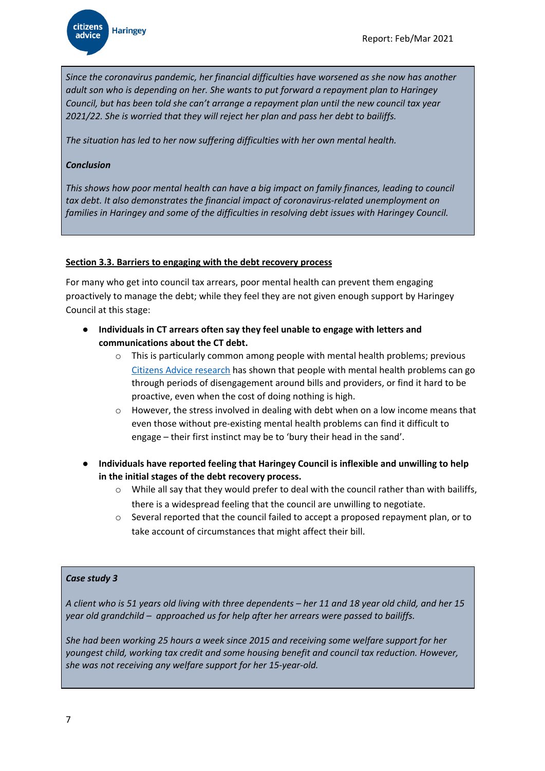*Since the coronavirus pandemic, her financial difficulties have worsened as she now has another adult son who is depending on her. She wants to put forward a repayment plan to Haringey Council, but has been told she can't arrange a repayment plan until the new council tax year 2021/22. She is worried that they will reject her plan and pass her debt to bailiffs.*

*The situation has led to her now suffering difficulties with her own mental health.*

***Conclusion***

*This shows how poor mental health can have a big impact on family finances, leading to council tax debt. It also demonstrates the financial impact of coronavirus-related unemployment on families in Haringey and some of the difficulties in resolving debt issues with Haringey Council.*

## Section 3.3. Barriers to engaging with the debt recovery process

For many who get into council tax arrears, poor mental health can prevent them engaging proactively to manage the debt; while they feel they are not given enough support by Haringey Council at this stage:

- **Individuals in CT arrears often say they feel unable to engage with letters and communications about the CT debt.**
  - This is particularly common among people with mental health problems; previous Citizens Advice research has shown that people with mental health problems can go through periods of disengagement around bills and providers, or find it hard to be proactive, even when the cost of doing nothing is high.
  - However, the stress involved in dealing with debt when on a low income means that even those without pre-existing mental health problems can find it difficult to engage – their first instinct may be to 'bury their head in the sand'.

- **Individuals have reported feeling that Haringey Council is inflexible and unwilling to help in the initial stages of the debt recovery process.**
  - While all say that they would prefer to deal with the council rather than with bailiffs, there is a widespread feeling that the council are unwilling to negotiate.
  - Several reported that the council failed to accept a proposed repayment plan, or to take account of circumstances that might affect their bill.

***Case study 3***

*A client who is 51 years old living with three dependents – her 11 and 18 year old child, and her 15 year old grandchild – approached us for help after her arrears were passed to bailiffs.*

*She had been working 25 hours a week since 2015 and receiving some welfare support for her youngest child, working tax credit and some housing benefit and council tax reduction. However, she was not receiving any welfare support for her 15-year-old.*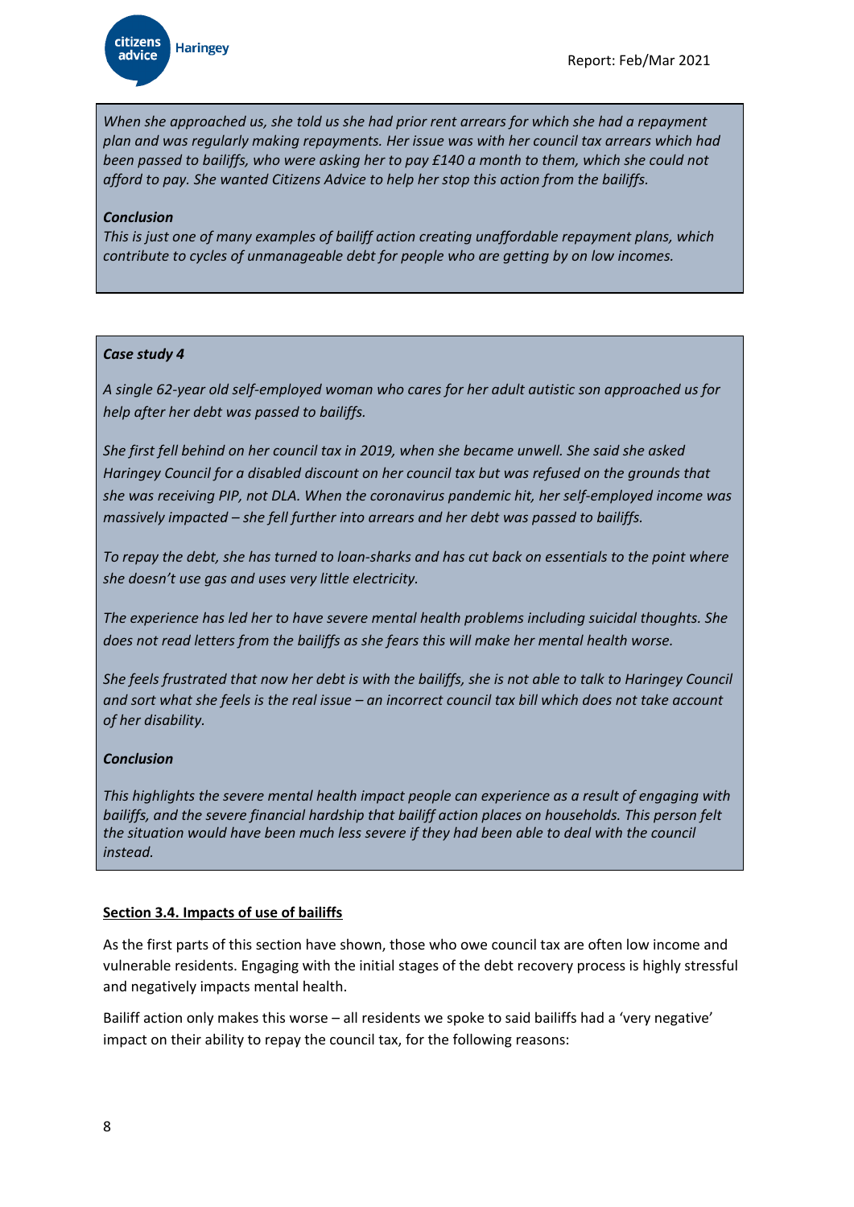*When she approached us, she told us she had prior rent arrears for which she had a repayment plan and was regularly making repayments. Her issue was with her council tax arrears which had been passed to bailiffs, who were asking her to pay £140 a month to them, which she could not afford to pay. She wanted Citizens Advice to help her stop this action from the bailiffs.*

***Conclusion***

*This is just one of many examples of bailiff action creating unaffordable repayment plans, which contribute to cycles of unmanageable debt for people who are getting by on low incomes.*

***Case study 4***

*A single 62-year old self-employed woman who cares for her adult autistic son approached us for help after her debt was passed to bailiffs.*

*She first fell behind on her council tax in 2019, when she became unwell. She said she asked Haringey Council for a disabled discount on her council tax but was refused on the grounds that she was receiving PIP, not DLA. When the coronavirus pandemic hit, her self-employed income was massively impacted – she fell further into arrears and her debt was passed to bailiffs.*

*To repay the debt, she has turned to loan-sharks and has cut back on essentials to the point where she doesn't use gas and uses very little electricity.*

*The experience has led her to have severe mental health problems including suicidal thoughts. She does not read letters from the bailiffs as she fears this will make her mental health worse.*

*She feels frustrated that now her debt is with the bailiffs, she is not able to talk to Haringey Council and sort what she feels is the real issue – an incorrect council tax bill which does not take account of her disability.*

***Conclusion***

*This highlights the severe mental health impact people can experience as a result of engaging with bailiffs, and the severe financial hardship that bailiff action places on households. This person felt the situation would have been much less severe if they had been able to deal with the council instead.*

## Section 3.4. Impacts of use of bailiffs

As the first parts of this section have shown, those who owe council tax are often low income and vulnerable residents. Engaging with the initial stages of the debt recovery process is highly stressful and negatively impacts mental health.

Bailiff action only makes this worse – all residents we spoke to said bailiffs had a 'very negative' impact on their ability to repay the council tax, for the following reasons: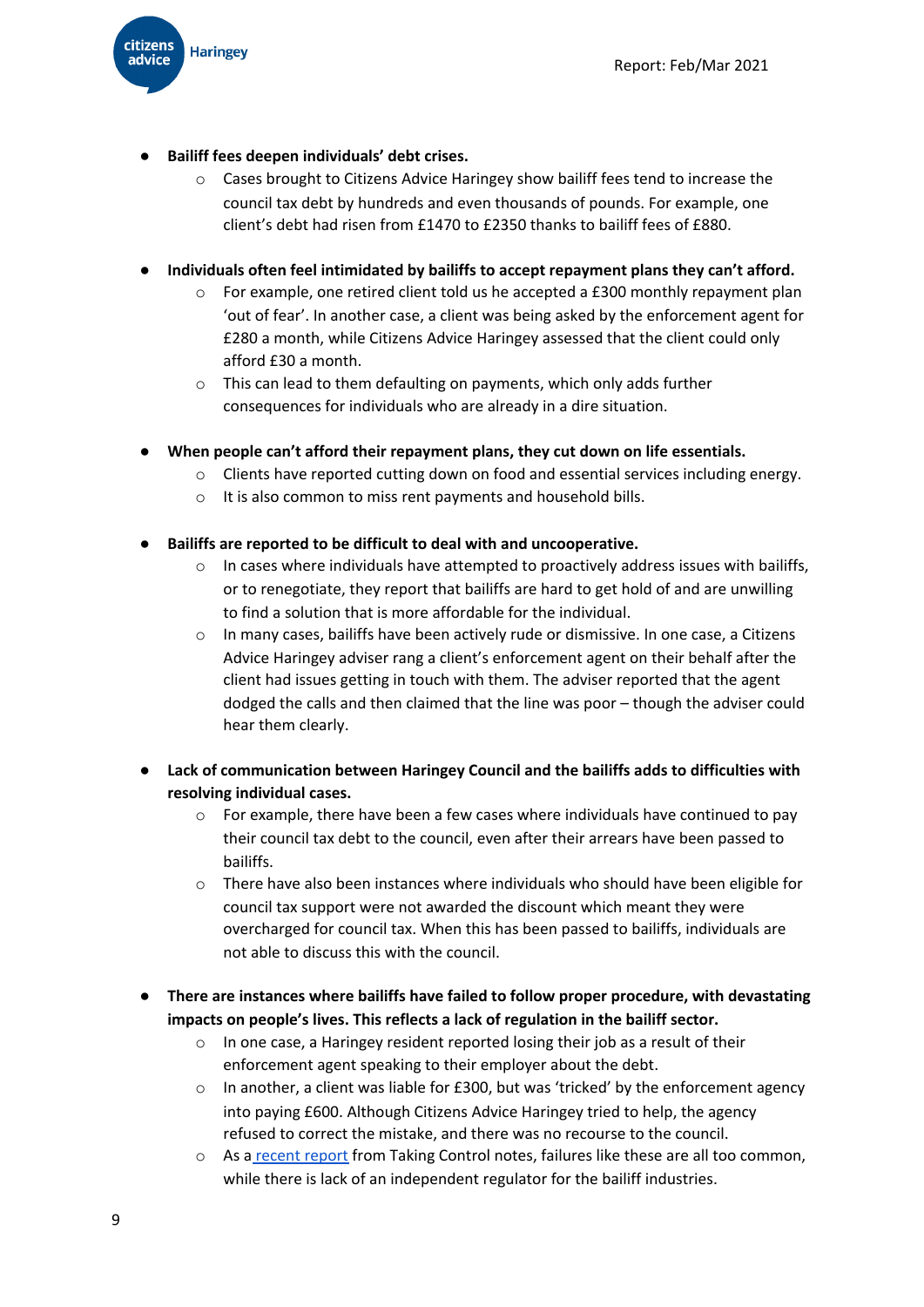- **Bailiff fees deepen individuals' debt crises.**
    - Cases brought to Citizens Advice Haringey show bailiff fees tend to increase the council tax debt by hundreds and even thousands of pounds. For example, one client's debt had risen from £1470 to £2350 thanks to bailiff fees of £880.

- **Individuals often feel intimidated by bailiffs to accept repayment plans they can't afford.**
    - For example, one retired client told us he accepted a £300 monthly repayment plan 'out of fear'. In another case, a client was being asked by the enforcement agent for £280 a month, while Citizens Advice Haringey assessed that the client could only afford £30 a month.
    - This can lead to them defaulting on payments, which only adds further consequences for individuals who are already in a dire situation.

- **When people can't afford their repayment plans, they cut down on life essentials.**
    - Clients have reported cutting down on food and essential services including energy.
    - It is also common to miss rent payments and household bills.

- **Bailiffs are reported to be difficult to deal with and uncooperative.**
    - In cases where individuals have attempted to proactively address issues with bailiffs, or to renegotiate, they report that bailiffs are hard to get hold of and are unwilling to find a solution that is more affordable for the individual.
    - In many cases, bailiffs have been actively rude or dismissive. In one case, a Citizens Advice Haringey adviser rang a client's enforcement agent on their behalf after the client had issues getting in touch with them. The adviser reported that the agent dodged the calls and then claimed that the line was poor – though the adviser could hear them clearly.

- **Lack of communication between Haringey Council and the bailiffs adds to difficulties with resolving individual cases.**
    - For example, there have been a few cases where individuals have continued to pay their council tax debt to the council, even after their arrears have been passed to bailiffs.
    - There have also been instances where individuals who should have been eligible for council tax support were not awarded the discount which meant they were overcharged for council tax. When this has been passed to bailiffs, individuals are not able to discuss this with the council.

- **There are instances where bailiffs have failed to follow proper procedure, with devastating impacts on people's lives. This reflects a lack of regulation in the bailiff sector.**
    - In one case, a Haringey resident reported losing their job as a result of their enforcement agent speaking to their employer about the debt.
    - In another, a client was liable for £300, but was 'tricked' by the enforcement agency into paying £600. Although Citizens Advice Haringey tried to help, the agency refused to correct the mistake, and there was no recourse to the council.
    - As a recent report from Taking Control notes, failures like these are all too common, while there is lack of an independent regulator for the bailiff industries.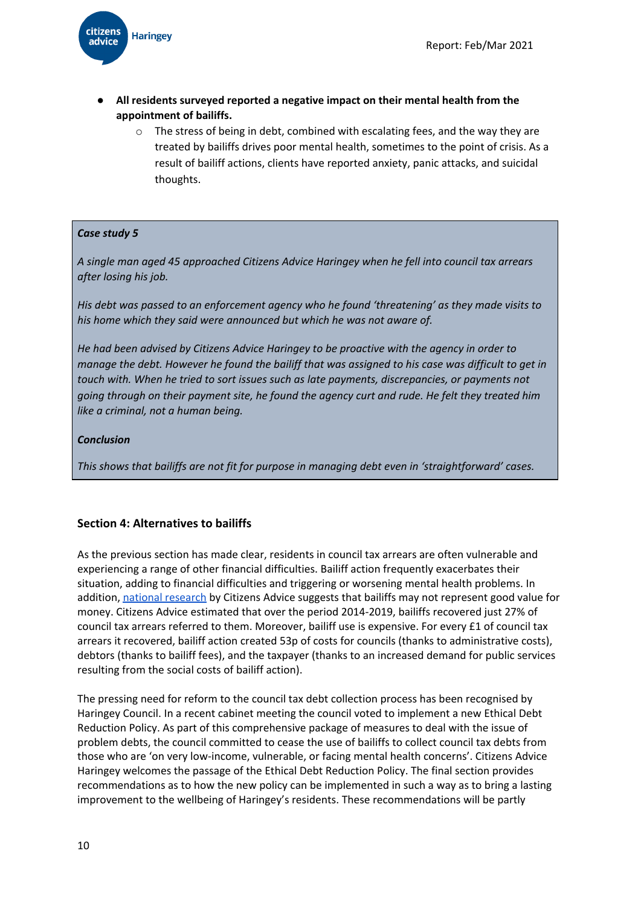- **All residents surveyed reported a negative impact on their mental health from the appointment of bailiffs.**
    - The stress of being in debt, combined with escalating fees, and the way they are treated by bailiffs drives poor mental health, sometimes to the point of crisis. As a result of bailiff actions, clients have reported anxiety, panic attacks, and suicidal thoughts.

> ***Case study 5***
>
> *A single man aged 45 approached Citizens Advice Haringey when he fell into council tax arrears after losing his job.*
>
> *His debt was passed to an enforcement agency who he found 'threatening' as they made visits to his home which they said were announced but which he was not aware of.*
>
> *He had been advised by Citizens Advice Haringey to be proactive with the agency in order to manage the debt. However he found the bailiff that was assigned to his case was difficult to get in touch with. When he tried to sort issues such as late payments, discrepancies, or payments not going through on their payment site, he found the agency curt and rude. He felt they treated him like a criminal, not a human being.*
>
> ***Conclusion***
>
> *This shows that bailiffs are not fit for purpose in managing debt even in 'straightforward' cases.*

### Section 4: Alternatives to bailiffs

As the previous section has made clear, residents in council tax arrears are often vulnerable and experiencing a range of other financial difficulties. Bailiff action frequently exacerbates their situation, adding to financial difficulties and triggering or worsening mental health problems. In addition, national research by Citizens Advice suggests that bailiffs may not represent good value for money. Citizens Advice estimated that over the period 2014-2019, bailiffs recovered just 27% of council tax arrears referred to them. Moreover, bailiff use is expensive. For every £1 of council tax arrears it recovered, bailiff action created 53p of costs for councils (thanks to administrative costs), debtors (thanks to bailiff fees), and the taxpayer (thanks to an increased demand for public services resulting from the social costs of bailiff action).

The pressing need for reform to the council tax debt collection process has been recognised by Haringey Council. In a recent cabinet meeting the council voted to implement a new Ethical Debt Reduction Policy. As part of this comprehensive package of measures to deal with the issue of problem debts, the council committed to cease the use of bailiffs to collect council tax debts from those who are 'on very low-income, vulnerable, or facing mental health concerns'. Citizens Advice Haringey welcomes the passage of the Ethical Debt Reduction Policy. The final section provides recommendations as to how the new policy can be implemented in such a way as to bring a lasting improvement to the wellbeing of Haringey's residents. These recommendations will be partly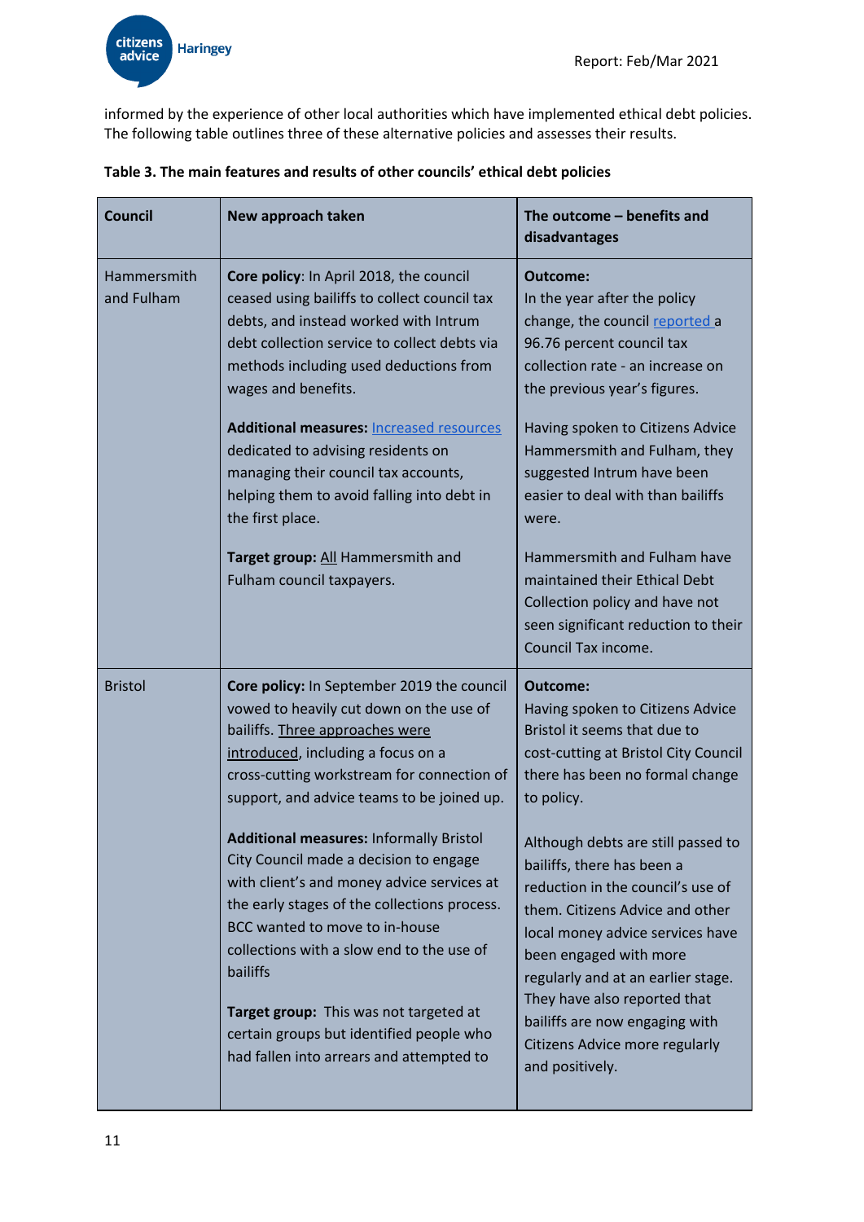informed by the experience of other local authorities which have implemented ethical debt policies. The following table outlines three of these alternative policies and assesses their results.

**Table 3. The main features and results of other councils' ethical debt policies**

| Council | New approach taken | The outcome – benefits and disadvantages |
|---|---|---|
| Hammersmith and Fulham | **Core policy**: In April 2018, the council ceased using bailiffs to collect council tax debts, and instead worked with Intrum debt collection service to collect debts via methods including used deductions from wages and benefits.<br><br>**Additional measures:** Increased resources dedicated to advising residents on managing their council tax accounts, helping them to avoid falling into debt in the first place.<br><br>**Target group:** All Hammersmith and Fulham council taxpayers. | **Outcome:**<br>In the year after the policy change, the council reported a 96.76 percent council tax collection rate - an increase on the previous year's figures.<br><br>Having spoken to Citizens Advice Hammersmith and Fulham, they suggested Intrum have been easier to deal with than bailiffs were.<br><br>Hammersmith and Fulham have maintained their Ethical Debt Collection policy and have not seen significant reduction to their Council Tax income. |
| Bristol | **Core policy:** In September 2019 the council vowed to heavily cut down on the use of bailiffs. Three approaches were introduced, including a focus on a cross-cutting workstream for connection of support, and advice teams to be joined up.<br><br>**Additional measures:** Informally Bristol City Council made a decision to engage with client's and money advice services at the early stages of the collections process. BCC wanted to move to in-house collections with a slow end to the use of bailiffs<br><br>**Target group:** This was not targeted at certain groups but identified people who had fallen into arrears and attempted to | **Outcome:**<br>Having spoken to Citizens Advice Bristol it seems that due to cost-cutting at Bristol City Council there has been no formal change to policy.<br><br>Although debts are still passed to bailiffs, there has been a reduction in the council's use of them. Citizens Advice and other local money advice services have been engaged with more regularly and at an earlier stage. They have also reported that bailiffs are now engaging with Citizens Advice more regularly and positively. |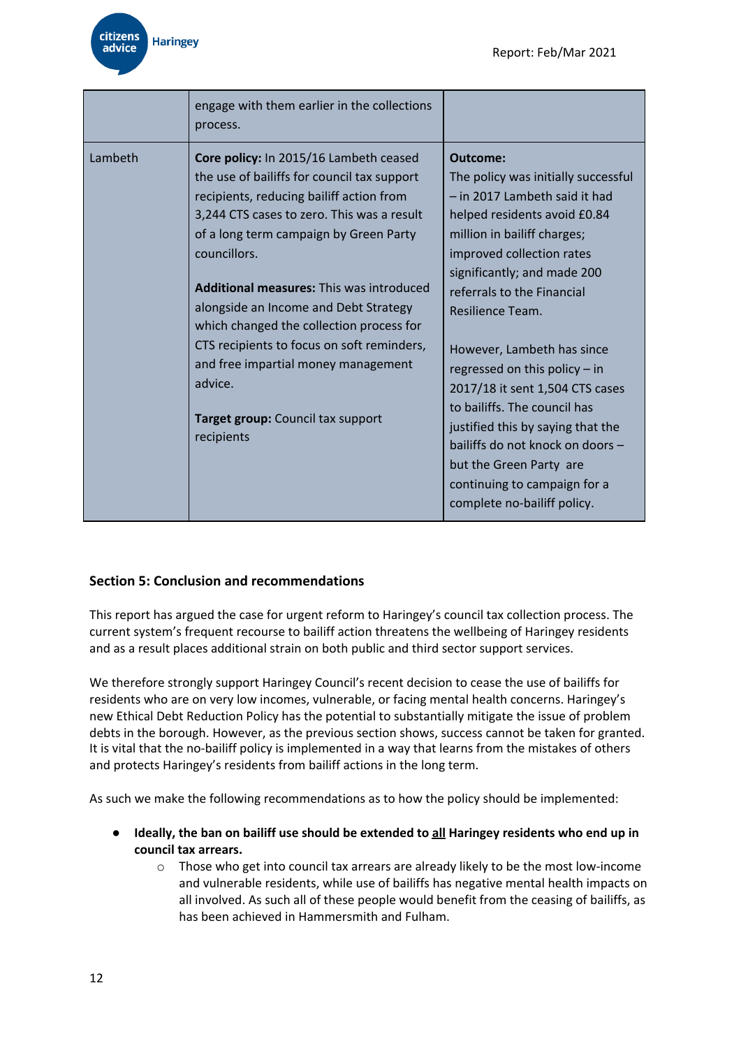| | | |
|---|---|---|
| | engage with them earlier in the collections process. | |
| Lambeth | **Core policy:** In 2015/16 Lambeth ceased the use of bailiffs for council tax support recipients, reducing bailiff action from 3,244 CTS cases to zero. This was a result of a long term campaign by Green Party councillors.<br><br>**Additional measures:** This was introduced alongside an Income and Debt Strategy which changed the collection process for CTS recipients to focus on soft reminders, and free impartial money management advice.<br><br>**Target group:** Council tax support recipients | **Outcome:**<br>The policy was initially successful – in 2017 Lambeth said it had helped residents avoid £0.84 million in bailiff charges; improved collection rates significantly; and made 200 referrals to the Financial Resilience Team.<br><br>However, Lambeth has since regressed on this policy – in 2017/18 it sent 1,504 CTS cases to bailiffs. The council has justified this by saying that the bailiffs do not knock on doors – but the Green Party are continuing to campaign for a complete no-bailiff policy. |

## Section 5: Conclusion and recommendations

This report has argued the case for urgent reform to Haringey's council tax collection process. The current system's frequent recourse to bailiff action threatens the wellbeing of Haringey residents and as a result places additional strain on both public and third sector support services.

We therefore strongly support Haringey Council's recent decision to cease the use of bailiffs for residents who are on very low incomes, vulnerable, or facing mental health concerns. Haringey's new Ethical Debt Reduction Policy has the potential to substantially mitigate the issue of problem debts in the borough. However, as the previous section shows, success cannot be taken for granted. It is vital that the no-bailiff policy is implemented in a way that learns from the mistakes of others and protects Haringey's residents from bailiff actions in the long term.

As such we make the following recommendations as to how the policy should be implemented:

- **Ideally, the ban on bailiff use should be extended to <u>all</u> Haringey residents who end up in council tax arrears.**
  - Those who get into council tax arrears are already likely to be the most low-income and vulnerable residents, while use of bailiffs has negative mental health impacts on all involved. As such all of these people would benefit from the ceasing of bailiffs, as has been achieved in Hammersmith and Fulham.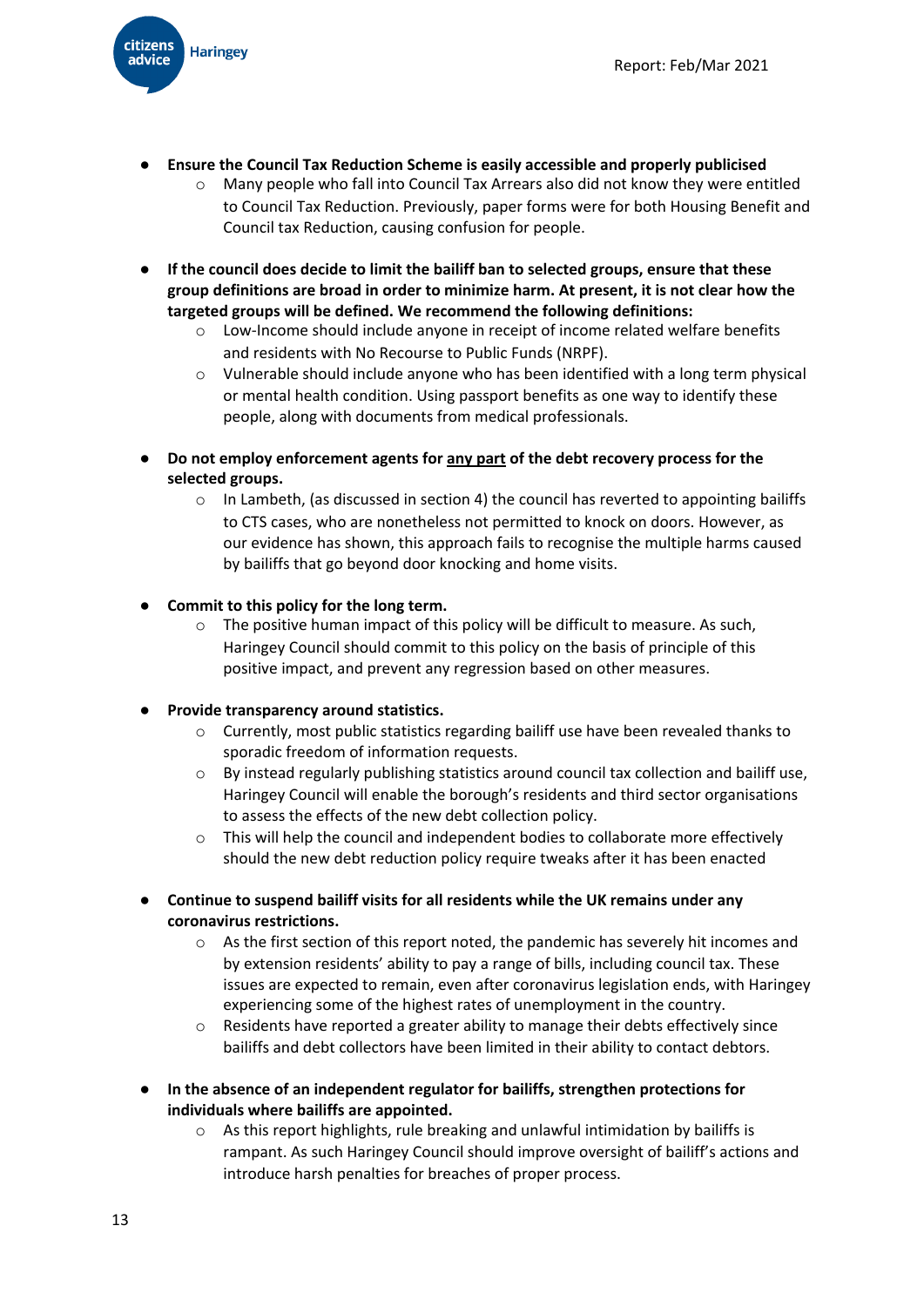- **Ensure the Council Tax Reduction Scheme is easily accessible and properly publicised**
    - Many people who fall into Council Tax Arrears also did not know they were entitled to Council Tax Reduction. Previously, paper forms were for both Housing Benefit and Council tax Reduction, causing confusion for people.

- **If the council does decide to limit the bailiff ban to selected groups, ensure that these group definitions are broad in order to minimize harm. At present, it is not clear how the targeted groups will be defined. We recommend the following definitions:**
    - Low-Income should include anyone in receipt of income related welfare benefits and residents with No Recourse to Public Funds (NRPF).
    - Vulnerable should include anyone who has been identified with a long term physical or mental health condition. Using passport benefits as one way to identify these people, along with documents from medical professionals.

- **Do not employ enforcement agents for <u>any part</u> of the debt recovery process for the selected groups.**
    - In Lambeth, (as discussed in section 4) the council has reverted to appointing bailiffs to CTS cases, who are nonetheless not permitted to knock on doors. However, as our evidence has shown, this approach fails to recognise the multiple harms caused by bailiffs that go beyond door knocking and home visits.

- **Commit to this policy for the long term.**
    - The positive human impact of this policy will be difficult to measure. As such, Haringey Council should commit to this policy on the basis of principle of this positive impact, and prevent any regression based on other measures.

- **Provide transparency around statistics.**
    - Currently, most public statistics regarding bailiff use have been revealed thanks to sporadic freedom of information requests.
    - By instead regularly publishing statistics around council tax collection and bailiff use, Haringey Council will enable the borough's residents and third sector organisations to assess the effects of the new debt collection policy.
    - This will help the council and independent bodies to collaborate more effectively should the new debt reduction policy require tweaks after it has been enacted

- **Continue to suspend bailiff visits for all residents while the UK remains under any coronavirus restrictions.**
    - As the first section of this report noted, the pandemic has severely hit incomes and by extension residents' ability to pay a range of bills, including council tax. These issues are expected to remain, even after coronavirus legislation ends, with Haringey experiencing some of the highest rates of unemployment in the country.
    - Residents have reported a greater ability to manage their debts effectively since bailiffs and debt collectors have been limited in their ability to contact debtors.

- **In the absence of an independent regulator for bailiffs, strengthen protections for individuals where bailiffs are appointed.**
    - As this report highlights, rule breaking and unlawful intimidation by bailiffs is rampant. As such Haringey Council should improve oversight of bailiff's actions and introduce harsh penalties for breaches of proper process.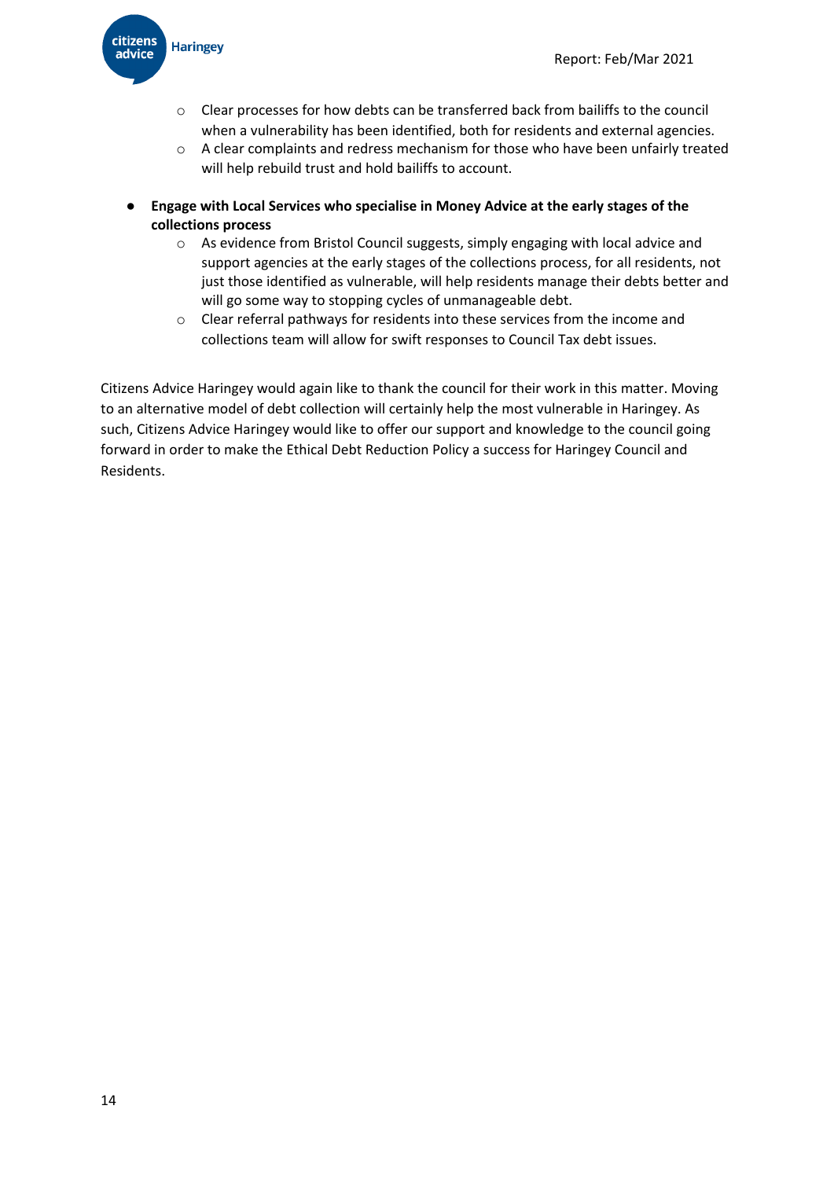- Clear processes for how debts can be transferred back from bailiffs to the council when a vulnerability has been identified, both for residents and external agencies.
    - A clear complaints and redress mechanism for those who have been unfairly treated will help rebuild trust and hold bailiffs to account.

- **Engage with Local Services who specialise in Money Advice at the early stages of the collections process**
    - As evidence from Bristol Council suggests, simply engaging with local advice and support agencies at the early stages of the collections process, for all residents, not just those identified as vulnerable, will help residents manage their debts better and will go some way to stopping cycles of unmanageable debt.
    - Clear referral pathways for residents into these services from the income and collections team will allow for swift responses to Council Tax debt issues.

Citizens Advice Haringey would again like to thank the council for their work in this matter. Moving to an alternative model of debt collection will certainly help the most vulnerable in Haringey. As such, Citizens Advice Haringey would like to offer our support and knowledge to the council going forward in order to make the Ethical Debt Reduction Policy a success for Haringey Council and Residents.